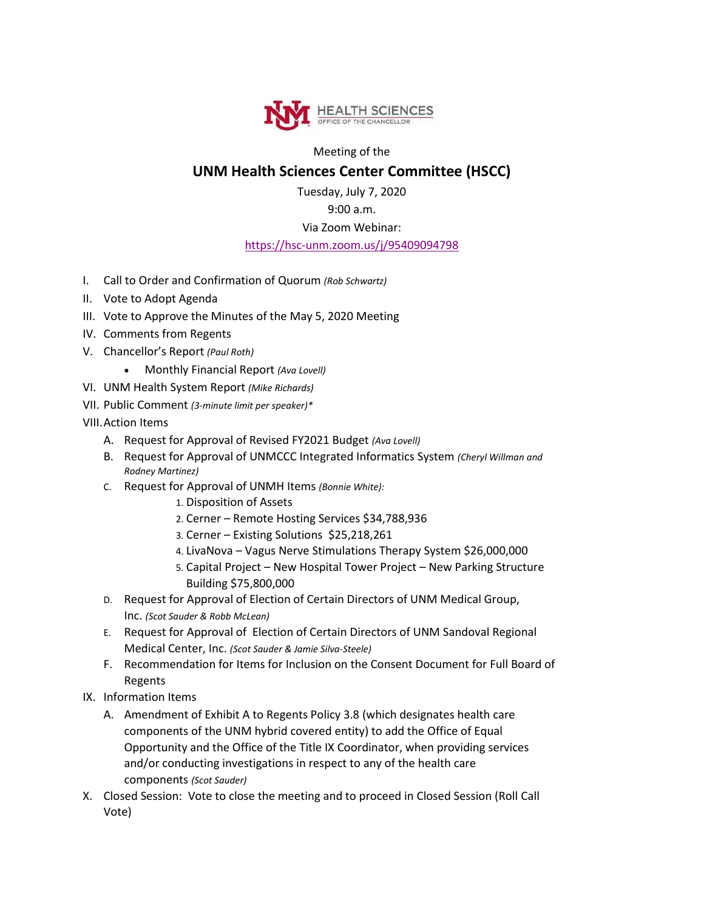HEALTH SCIENCES
OFFICE OF THE CHANCELLOR

Meeting of the

# UNM Health Sciences Center Committee (HSCC)

Tuesday, July 7, 2020

9:00 a.m.

Via Zoom Webinar:

https://hsc-unm.zoom.us/j/95409094798

I. Call to Order and Confirmation of Quorum *(Rob Schwartz)*

II. Vote to Adopt Agenda

III. Vote to Approve the Minutes of the May 5, 2020 Meeting

IV. Comments from Regents

V. Chancellor's Report *(Paul Roth)*

- Monthly Financial Report *(Ava Lovell)*

VI. UNM Health System Report *(Mike Richards)*

VII. Public Comment *(3-minute limit per speaker)**

VIII. Action Items

   A. Request for Approval of Revised FY2021 Budget *(Ava Lovell)*

   B. Request for Approval of UNMCCC Integrated Informatics System *(Cheryl Willman and Rodney Martinez)*

   C. Request for Approval of UNMH Items *(Bonnie White):*

      1. Disposition of Assets
      2. Cerner – Remote Hosting Services $34,788,936
      3. Cerner – Existing Solutions $25,218,261
      4. LivaNova – Vagus Nerve Stimulations Therapy System $26,000,000
      5. Capital Project – New Hospital Tower Project – New Parking Structure Building $75,800,000

   D. Request for Approval of Election of Certain Directors of UNM Medical Group, Inc. *(Scot Sauder & Robb McLean)*

   E. Request for Approval of Election of Certain Directors of UNM Sandoval Regional Medical Center, Inc. *(Scot Sauder & Jamie Silva-Steele)*

   F. Recommendation for Items for Inclusion on the Consent Document for Full Board of Regents

IX. Information Items

   A. Amendment of Exhibit A to Regents Policy 3.8 (which designates health care components of the UNM hybrid covered entity) to add the Office of Equal Opportunity and the Office of the Title IX Coordinator, when providing services and/or conducting investigations in respect to any of the health care components *(Scot Sauder)*

X. Closed Session: Vote to close the meeting and to proceed in Closed Session (Roll Call Vote)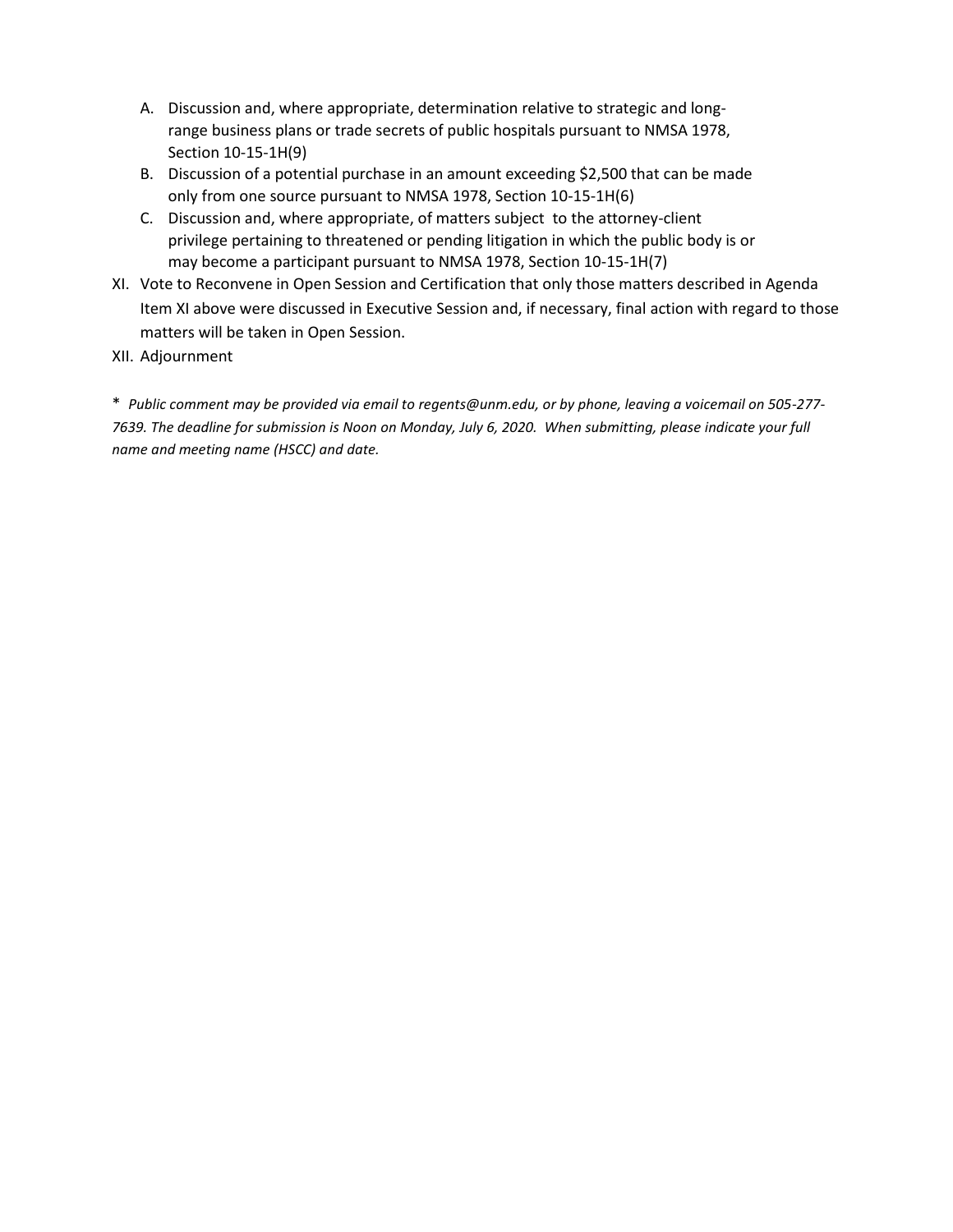A. Discussion and, where appropriate, determination relative to strategic and long-range business plans or trade secrets of public hospitals pursuant to NMSA 1978, Section 10-15-1H(9)
B. Discussion of a potential purchase in an amount exceeding $2,500 that can be made only from one source pursuant to NMSA 1978, Section 10-15-1H(6)
C. Discussion and, where appropriate, of matters subject to the attorney-client privilege pertaining to threatened or pending litigation in which the public body is or may become a participant pursuant to NMSA 1978, Section 10-15-1H(7)

XI. Vote to Reconvene in Open Session and Certification that only those matters described in Agenda Item XI above were discussed in Executive Session and, if necessary, final action with regard to those matters will be taken in Open Session.

XII. Adjournment

\* *Public comment may be provided via email to regents@unm.edu, or by phone, leaving a voicemail on 505-277-7639. The deadline for submission is Noon on Monday, July 6, 2020. When submitting, please indicate your full name and meeting name (HSCC) and date.*